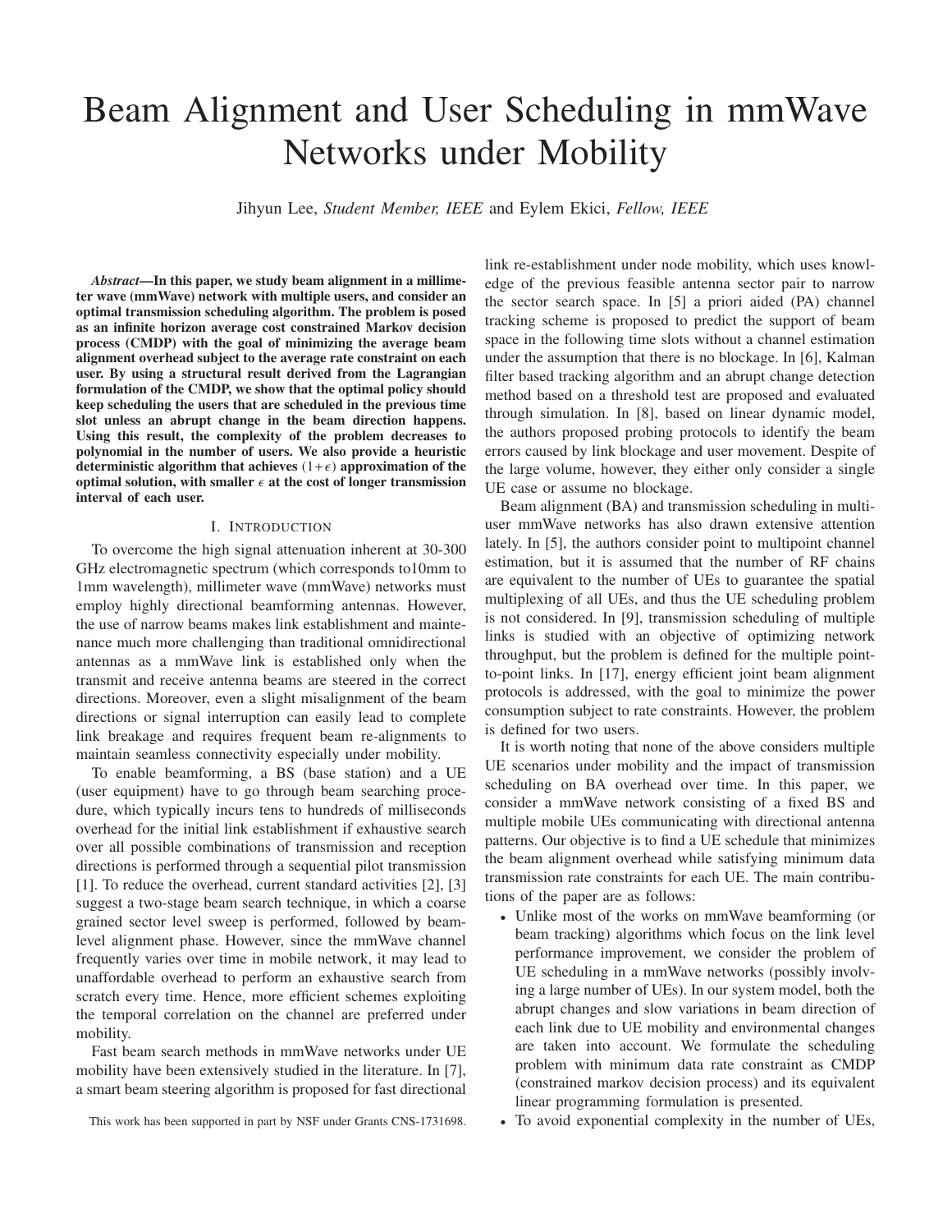# Beam Alignment and User Scheduling in mmWave Networks under Mobility

Jihyun Lee, *Student Member, IEEE* and Eylem Ekici, *Fellow, IEEE*

***Abstract*—In this paper, we study beam alignment in a millimeter wave (mmWave) network with multiple users, and consider an optimal transmission scheduling algorithm. The problem is posed as an infinite horizon average cost constrained Markov decision process (CMDP) with the goal of minimizing the average beam alignment overhead subject to the average rate constraint on each user. By using a structural result derived from the Lagrangian formulation of the CMDP, we show that the optimal policy should keep scheduling the users that are scheduled in the previous time slot unless an abrupt change in the beam direction happens. Using this result, the complexity of the problem decreases to polynomial in the number of users. We also provide a heuristic deterministic algorithm that achieves $(1+\epsilon)$ approximation of the optimal solution, with smaller $\epsilon$ at the cost of longer transmission interval of each user.**

## I. Introduction

To overcome the high signal attenuation inherent at 30-300 GHz electromagnetic spectrum (which corresponds to10mm to 1mm wavelength), millimeter wave (mmWave) networks must employ highly directional beamforming antennas. However, the use of narrow beams makes link establishment and maintenance much more challenging than traditional omnidirectional antennas as a mmWave link is established only when the transmit and receive antenna beams are steered in the correct directions. Moreover, even a slight misalignment of the beam directions or signal interruption can easily lead to complete link breakage and requires frequent beam re-alignments to maintain seamless connectivity especially under mobility.

To enable beamforming, a BS (base station) and a UE (user equipment) have to go through beam searching procedure, which typically incurs tens to hundreds of milliseconds overhead for the initial link establishment if exhaustive search over all possible combinations of transmission and reception directions is performed through a sequential pilot transmission [1]. To reduce the overhead, current standard activities [2], [3] suggest a two-stage beam search technique, in which a coarse grained sector level sweep is performed, followed by beam-level alignment phase. However, since the mmWave channel frequently varies over time in mobile network, it may lead to unaffordable overhead to perform an exhaustive search from scratch every time. Hence, more efficient schemes exploiting the temporal correlation on the channel are preferred under mobility.

Fast beam search methods in mmWave networks under UE mobility have been extensively studied in the literature. In [7], a smart beam steering algorithm is proposed for fast directional link re-establishment under node mobility, which uses knowledge of the previous feasible antenna sector pair to narrow the sector search space. In [5] a priori aided (PA) channel tracking scheme is proposed to predict the support of beam space in the following time slots without a channel estimation under the assumption that there is no blockage. In [6], Kalman filter based tracking algorithm and an abrupt change detection method based on a threshold test are proposed and evaluated through simulation. In [8], based on linear dynamic model, the authors proposed probing protocols to identify the beam errors caused by link blockage and user movement. Despite of the large volume, however, they either only consider a single UE case or assume no blockage.

Beam alignment (BA) and transmission scheduling in multi-user mmWave networks has also drawn extensive attention lately. In [5], the authors consider point to multipoint channel estimation, but it is assumed that the number of RF chains are equivalent to the number of UEs to guarantee the spatial multiplexing of all UEs, and thus the UE scheduling problem is not considered. In [9], transmission scheduling of multiple links is studied with an objective of optimizing network throughput, but the problem is defined for the multiple point-to-point links. In [17], energy efficient joint beam alignment protocols is addressed, with the goal to minimize the power consumption subject to rate constraints. However, the problem is defined for two users.

It is worth noting that none of the above considers multiple UE scenarios under mobility and the impact of transmission scheduling on BA overhead over time. In this paper, we consider a mmWave network consisting of a fixed BS and multiple mobile UEs communicating with directional antenna patterns. Our objective is to find a UE schedule that minimizes the beam alignment overhead while satisfying minimum data transmission rate constraints for each UE. The main contributions of the paper are as follows:

- Unlike most of the works on mmWave beamforming (or beam tracking) algorithms which focus on the link level performance improvement, we consider the problem of UE scheduling in a mmWave networks (possibly involving a large number of UEs). In our system model, both the abrupt changes and slow variations in beam direction of each link due to UE mobility and environmental changes are taken into account. We formulate the scheduling problem with minimum data rate constraint as CMDP (constrained markov decision process) and its equivalent linear programming formulation is presented.
- To avoid exponential complexity in the number of UEs,

This work has been supported in part by NSF under Grants CNS-1731698.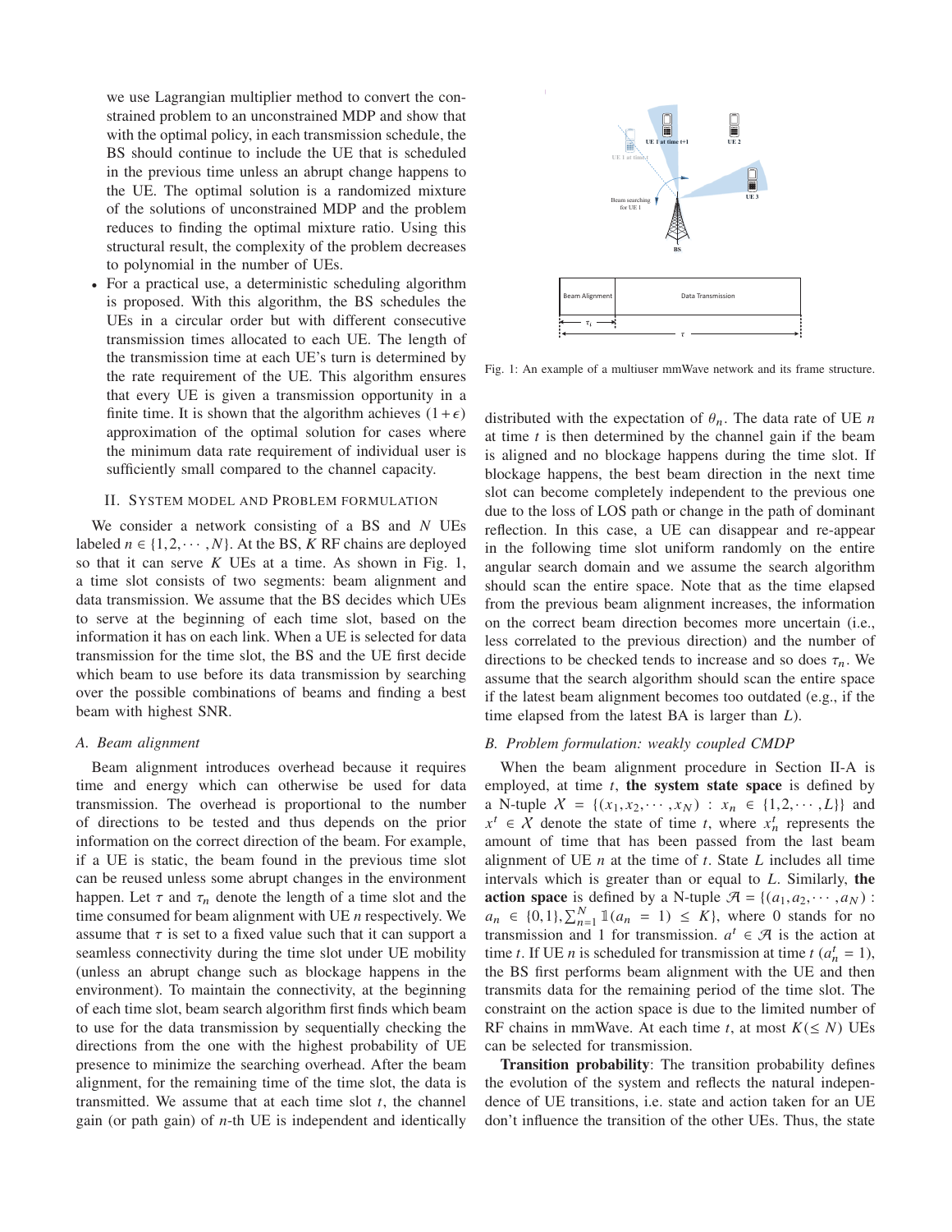we use Lagrangian multiplier method to convert the constrained problem to an unconstrained MDP and show that with the optimal policy, in each transmission schedule, the BS should continue to include the UE that is scheduled in the previous time unless an abrupt change happens to the UE. The optimal solution is a randomized mixture of the solutions of unconstrained MDP and the problem reduces to finding the optimal mixture ratio. Using this structural result, the complexity of the problem decreases to polynomial in the number of UEs.

- For a practical use, a deterministic scheduling algorithm is proposed. With this algorithm, the BS schedules the UEs in a circular order but with different consecutive transmission times allocated to each UE. The length of the transmission time at each UE's turn is determined by the rate requirement of the UE. This algorithm ensures that every UE is given a transmission opportunity in a finite time. It is shown that the algorithm achieves $(1+\epsilon)$ approximation of the optimal solution for cases where the minimum data rate requirement of individual user is sufficiently small compared to the channel capacity.

## II. System model and Problem formulation

We consider a network consisting of a BS and $N$ UEs labeled $n \in \{1, 2, \cdots, N\}$. At the BS, $K$ RF chains are deployed so that it can serve $K$ UEs at a time. As shown in Fig. 1, a time slot consists of two segments: beam alignment and data transmission. We assume that the BS decides which UEs to serve at the beginning of each time slot, based on the information it has on each link. When a UE is selected for data transmission for the time slot, the BS and the UE first decide which beam to use before its data transmission by searching over the possible combinations of beams and finding a best beam with highest SNR.

### A. Beam alignment

Beam alignment introduces overhead because it requires time and energy which can otherwise be used for data transmission. The overhead is proportional to the number of directions to be tested and thus depends on the prior information on the correct direction of the beam. For example, if a UE is static, the beam found in the previous time slot can be reused unless some abrupt changes in the environment happen. Let $\tau$ and $\tau_n$ denote the length of a time slot and the time consumed for beam alignment with UE $n$ respectively. We assume that $\tau$ is set to a fixed value such that it can support a seamless connectivity during the time slot under UE mobility (unless an abrupt change such as blockage happens in the environment). To maintain the connectivity, at the beginning of each time slot, beam search algorithm first finds which beam to use for the data transmission by sequentially checking the directions from the one with the highest probability of UE presence to minimize the searching overhead. After the beam alignment, for the remaining time of the time slot, the data is transmitted. We assume that at each time slot $t$, the channel gain (or path gain) of $n$-th UE is independent and identically

Fig. 1: An example of a multiuser mmWave network and its frame structure.

distributed with the expectation of $\theta_n$. The data rate of UE $n$ at time $t$ is then determined by the channel gain if the beam is aligned and no blockage happens during the time slot. If blockage happens, the best beam direction in the next time slot can become completely independent to the previous one due to the loss of LOS path or change in the path of dominant reflection. In this case, a UE can disappear and re-appear in the following time slot uniform randomly on the entire angular search domain and we assume the search algorithm should scan the entire space. Note that as the time elapsed from the previous beam alignment increases, the information on the correct beam direction becomes more uncertain (i.e., less correlated to the previous direction) and the number of directions to be checked tends to increase and so does $\tau_n$. We assume that the search algorithm should scan the entire space if the latest beam alignment becomes too outdated (e.g., if the time elapsed from the latest BA is larger than $L$).

### B. Problem formulation: weakly coupled CMDP

When the beam alignment procedure in Section II-A is employed, at time $t$, **the system state space** is defined by a N-tuple $\mathcal{X} = \{(x_1, x_2, \cdots, x_N) : x_n \in \{1, 2, \cdots, L\}\}$ and $x^t \in \mathcal{X}$ denote the state of time $t$, where $x_n^t$ represents the amount of time that has been passed from the last beam alignment of UE $n$ at the time of $t$. State $L$ includes all time intervals which is greater than or equal to $L$. Similarly, **the action space** is defined by a N-tuple $\mathcal{A} = \{(a_1, a_2, \cdots, a_N) : a_n \in \{0, 1\}, \sum_{n=1}^{N} \mathbb{1}(a_n = 1) \leq K\}$, where 0 stands for no transmission and 1 for transmission. $a^t \in \mathcal{A}$ is the action at time $t$. If UE $n$ is scheduled for transmission at time $t$ ($a_n^t = 1$), the BS first performs beam alignment with the UE and then transmits data for the remaining period of the time slot. The constraint on the action space is due to the limited number of RF chains in mmWave. At each time $t$, at most $K (\leq N)$ UEs can be selected for transmission.

**Transition probability**: The transition probability defines the evolution of the system and reflects the natural independence of UE transitions, i.e. state and action taken for an UE don't influence the transition of the other UEs. Thus, the state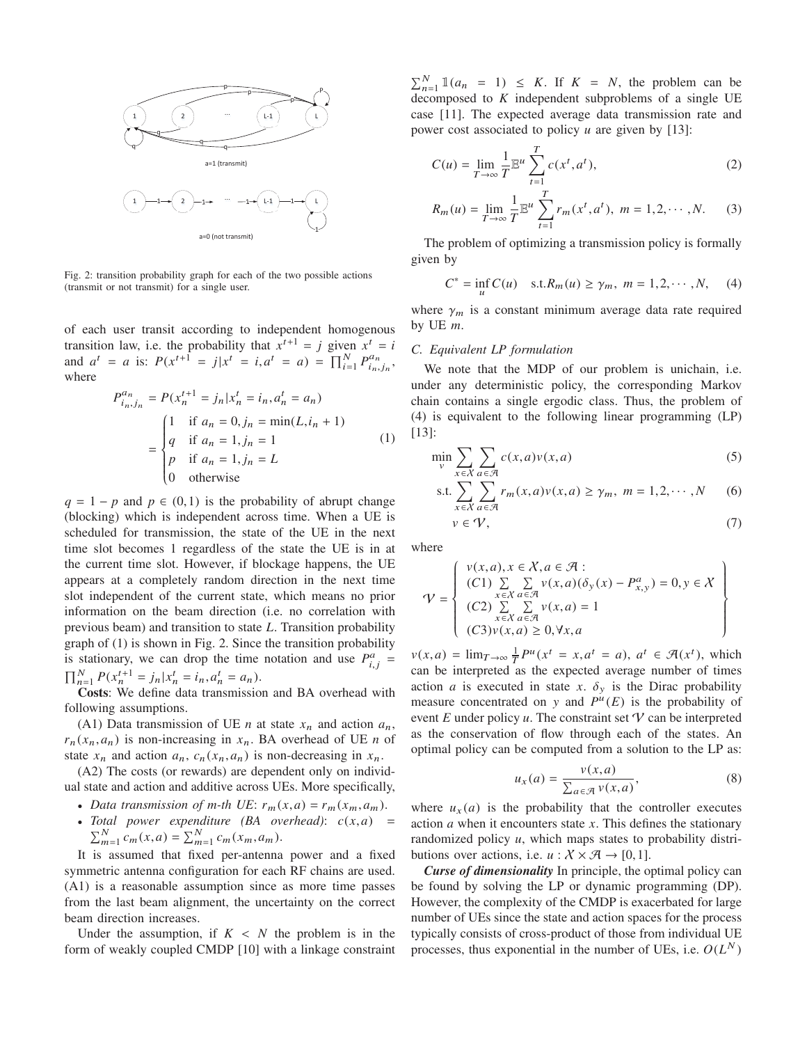Fig. 2: transition probability graph for each of the two possible actions (transmit or not transmit) for a single user.

of each user transit according to independent homogenous transition law, i.e. the probability that $x^{t+1} = j$ given $x^t = i$ and $a^t = a$ is: $P(x^{t+1} = j | x^t = i, a^t = a) = \prod_{i=1}^{N} P^{a_n}_{i_n, j_n}$, where

$$
P^{a_n}_{i_n,j_n} = P(x^{t+1}_n = j_n | x^t_n = i_n, a^t_n = a_n) = \begin{cases} 1 & \text{if } a_n = 0, j_n = \min(L, i_n + 1) \\ q & \text{if } a_n = 1, j_n = 1 \\ p & \text{if } a_n = 1, j_n = L \\ 0 & \text{otherwise} \end{cases} \tag{1}
$$

$q = 1 - p$ and $p \in (0, 1)$ is the probability of abrupt change (blocking) which is independent across time. When a UE is scheduled for transmission, the state of the UE in the next time slot becomes 1 regardless of the state the UE is in at the current time slot. However, if blockage happens, the UE appears at a completely random direction in the next time slot independent of the current state, which means no prior information on the beam direction (i.e. no correlation with previous beam) and transition to state $L$. Transition probability graph of (1) is shown in Fig. 2. Since the transition probability is stationary, we can drop the time notation and use $P^a_{i,j} = \prod_{n=1}^{N} P(x^{t+1}_n = j_n | x^t_n = i_n, a^t_n = a_n)$.

**Costs**: We define data transmission and BA overhead with following assumptions.

(A1) Data transmission of UE $n$ at state $x_n$ and action $a_n$, $r_n(x_n, a_n)$ is non-increasing in $x_n$. BA overhead of UE $n$ of state $x_n$ and action $a_n$, $c_n(x_n, a_n)$ is non-decreasing in $x_n$.

(A2) The costs (or rewards) are dependent only on individual state and action and additive across UEs. More specifically,

- *Data transmission of m-th UE*: $r_m(x, a) = r_m(x_m, a_m)$.
- *Total power expenditure (BA overhead)*: $c(x, a) = \sum_{m=1}^{N} c_m(x, a) = \sum_{m=1}^{N} c_m(x_m, a_m)$.

It is assumed that fixed per-antenna power and a fixed symmetric antenna configuration for each RF chains are used. (A1) is a reasonable assumption since as more time passes from the last beam alignment, the uncertainty on the correct beam direction increases.

Under the assumption, if $K < N$ the problem is in the form of weakly coupled CMDP [10] with a linkage constraint $\sum_{n=1}^{N} \mathbb{1}(a_n = 1) \leq K$. If $K = N$, the problem can be decomposed to $K$ independent subproblems of a single UE case [11]. The expected average data transmission rate and power cost associated to policy $u$ are given by [13]:

$$
C(u) = \lim_{T \to \infty} \frac{1}{T} \mathbb{E}^u \sum_{t=1}^{T} c(x^t, a^t), \tag{2}
$$

$$
R_m(u) = \lim_{T \to \infty} \frac{1}{T} \mathbb{E}^u \sum_{t=1}^{T} r_m(x^t, a^t), \ m = 1, 2, \cdots, N. \tag{3}
$$

The problem of optimizing a transmission policy is formally given by

$$
C^* = \inf_u C(u) \quad \text{s.t.} R_m(u) \geq \gamma_m, \ m = 1, 2, \cdots, N, \tag{4}
$$

where $\gamma_m$ is a constant minimum average data rate required by UE $m$.

### C. Equivalent LP formulation

We note that the MDP of our problem is unichain, i.e. under any deterministic policy, the corresponding Markov chain contains a single ergodic class. Thus, the problem of (4) is equivalent to the following linear programming (LP) [13]:

$$
\min_{v} \sum_{x \in \mathcal{X}} \sum_{a \in \mathcal{A}} c(x, a) v(x, a) \tag{5}
$$

$$
\text{s.t.} \sum_{x \in \mathcal{X}} \sum_{a \in \mathcal{A}} r_m(x, a) v(x, a) \geq \gamma_m, \ m = 1, 2, \cdots, N \tag{6}
$$

$$
v \in \mathcal{V}, \tag{7}
$$

where

$$
\mathcal{V} = \left\{ \begin{array}{l} v(x, a), x \in \mathcal{X}, a \in \mathcal{A} : \\ (C1) \sum_{x \in \mathcal{X}} \sum_{a \in \mathcal{A}} v(x, a)(\delta_y(x) - P^a_{x,y}) = 0, y \in \mathcal{X} \\ (C2) \sum_{x \in \mathcal{X}} \sum_{a \in \mathcal{A}} v(x, a) = 1 \\ (C3) v(x, a) \geq 0, \forall x, a \end{array} \right\}
$$

$v(x, a) = \lim_{T \to \infty} \frac{1}{T} P^u(x^t = x, a^t = a)$, $a^t \in \mathcal{A}(x^t)$, which can be interpreted as the expected average number of times action $a$ is executed in state $x$. $\delta_y$ is the Dirac probability measure concentrated on $y$ and $P^u(E)$ is the probability of event $E$ under policy $u$. The constraint set $\mathcal{V}$ can be interpreted as the conservation of flow through each of the states. An optimal policy can be computed from a solution to the LP as:

$$
u_x(a) = \frac{v(x, a)}{\sum_{a \in \mathcal{A}} v(x, a)}, \tag{8}
$$

where $u_x(a)$ is the probability that the controller executes action $a$ when it encounters state $x$. This defines the stationary randomized policy $u$, which maps states to probability distributions over actions, i.e. $u : \mathcal{X} \times \mathcal{A} \to [0, 1]$.

***Curse of dimensionality*** In principle, the optimal policy can be found by solving the LP or dynamic programming (DP). However, the complexity of the CMDP is exacerbated for large number of UEs since the state and action spaces for the process typically consists of cross-product of those from individual UE processes, thus exponential in the number of UEs, i.e. $O(L^N)$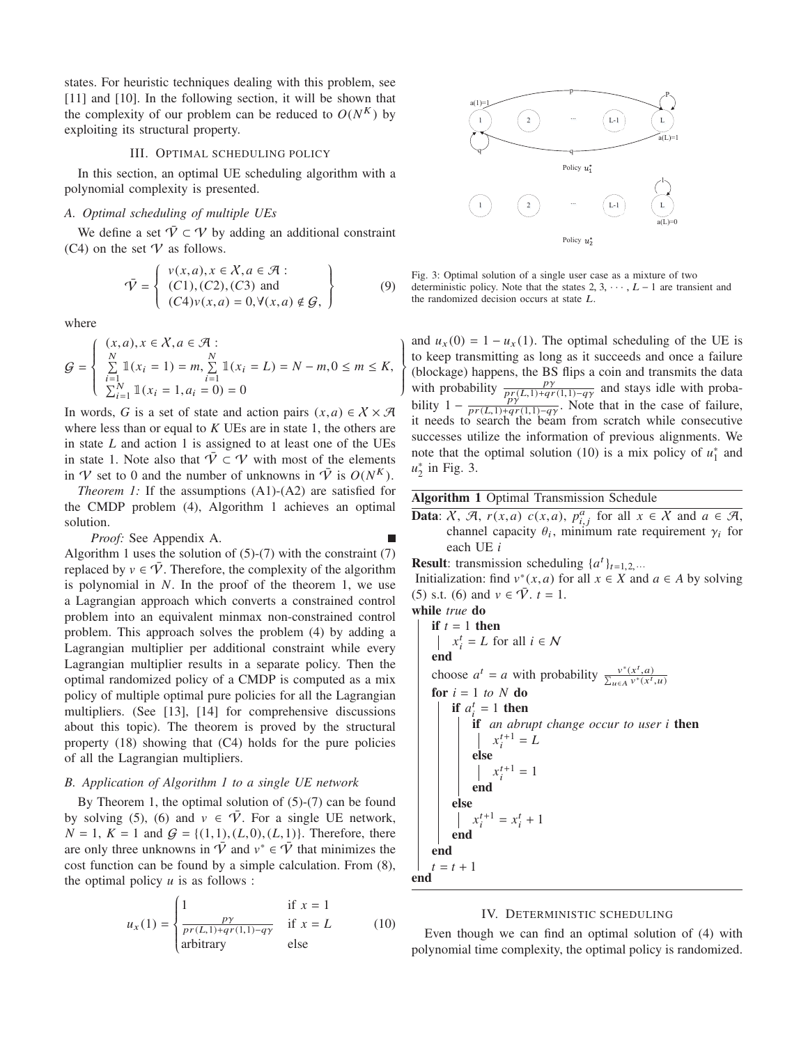states. For heuristic techniques dealing with this problem, see [11] and [10]. In the following section, it will be shown that the complexity of our problem can be reduced to $O(N^K)$ by exploiting its structural property.

## III. Optimal scheduling policy

In this section, an optimal UE scheduling algorithm with a polynomial complexity is presented.

### A. Optimal scheduling of multiple UEs

We define a set $\bar{\mathcal{V}} \subset \mathcal{V}$ by adding an additional constraint (C4) on the set $\mathcal{V}$ as follows.

$$\bar{\mathcal{V}} = \left\{ \begin{array}{l} v(x,a), x \in \mathcal{X}, a \in \mathcal{A} : \\ (C1), (C2), (C3) \text{ and} \\ (C4) v(x,a) = 0, \forall (x,a) \notin \mathcal{G}, \end{array} \right\} \tag{9}$$

where

$$\mathcal{G} = \left\{ \begin{array}{l} (x,a), x \in \mathcal{X}, a \in \mathcal{A} : \\ \sum_{i=1}^{N} \mathbb{1}(x_i = 1) = m, \sum_{i=1}^{N} \mathbb{1}(x_i = L) = N - m, 0 \le m \le K, \\ \sum_{i=1}^{N} \mathbb{1}(x_i = 1, a_i = 0) = 0 \end{array} \right\}$$

In words, $G$ is a set of state and action pairs $(x,a) \in \mathcal{X} \times \mathcal{A}$ where less than or equal to $K$ UEs are in state 1, the others are in state $L$ and action 1 is assigned to at least one of the UEs in state 1. Note also that $\bar{\mathcal{V}} \subset \mathcal{V}$ with most of the elements in $\mathcal{V}$ set to 0 and the number of unknowns in $\bar{\mathcal{V}}$ is $O(N^K)$.

*Theorem 1:* If the assumptions (A1)-(A2) are satisfied for the CMDP problem (4), Algorithm 1 achieves an optimal solution.

*Proof:* See Appendix A. ■

Algorithm 1 uses the solution of (5)-(7) with the constraint (7) replaced by $v \in \bar{\mathcal{V}}$. Therefore, the complexity of the algorithm is polynomial in $N$. In the proof of the theorem 1, we use a Lagrangian approach which converts a constrained control problem into an equivalent minmax non-constrained control problem. This approach solves the problem (4) by adding a Lagrangian multiplier per additional constraint while every Lagrangian multiplier results in a separate policy. Then the optimal randomized policy of a CMDP is computed as a mix policy of multiple optimal pure policies for all the Lagrangian multipliers. (See [13], [14] for comprehensive discussions about this topic). The theorem is proved by the structural property (18) showing that (C4) holds for the pure policies of all the Lagrangian multipliers.

### B. Application of Algorithm 1 to a single UE network

By Theorem 1, the optimal solution of (5)-(7) can be found by solving (5), (6) and $v \in \bar{\mathcal{V}}$. For a single UE network, $N = 1$, $K = 1$ and $\mathcal{G} = \{(1,1), (L,0), (L,1)\}$. Therefore, there are only three unknowns in $\bar{\mathcal{V}}$ and $v^* \in \bar{\mathcal{V}}$ that minimizes the cost function can be found by a simple calculation. From (8), the optimal policy $u$ is as follows :

$$u_x(1) = \begin{cases} 1 & \text{if } x = 1 \\ \frac{p\gamma}{pr(L,1)+qr(1,1)-q\gamma} & \text{if } x = L \\ \text{arbitrary} & \text{else} \end{cases} \tag{10}$$

and $u_x(0) = 1 - u_x(1)$. The optimal scheduling of the UE is to keep transmitting as long as it succeeds and once a failure (blockage) happens, the BS flips a coin and transmits the data with probability $\frac{p\gamma}{pr(L,1)+qr(1,1)-q\gamma}$ and stays idle with probability $1 - \frac{p\gamma}{pr(L,1)+qr(1,1)-q\gamma}$. Note that in the case of failure, it needs to search the beam from scratch while consecutive successes utilize the information of previous alignments. We note that the optimal solution (10) is a mix policy of $u_1^*$ and $u_2^*$ in Fig. 3.

Fig. 3: Optimal solution of a single user case as a mixture of two deterministic policy. Note that the states $2, 3, \cdots, L-1$ are transient and the randomized decision occurs at state $L$.

---

**Algorithm 1** Optimal Transmission Schedule

**Data**: $\mathcal{X}$, $\mathcal{A}$, $r(x,a)$ $c(x,a)$, $p_{i,j}^a$ for all $x \in \mathcal{X}$ and $a \in \mathcal{A}$, channel capacity $\theta_i$, minimum rate requirement $\gamma_i$ for each UE $i$

**Result**: transmission scheduling $\{a^t\}_{t=1,2,\cdots}$

Initialization: find $v^*(x,a)$ for all $x \in X$ and $a \in A$ by solving (5) s.t. (6) and $v \in \bar{\mathcal{V}}$. $t = 1$.

```
while true do
    if t = 1 then
        x_i^t = L for all i ∈ N
    end
    choose a^t = a with probability v*(x^t, a) / Σ_{u∈A} v*(x^t, u)
    for i = 1 to N do
        if a_i^t = 1 then
            if an abrupt change occur to user i then
                x_i^{t+1} = L
            else
                x_i^{t+1} = 1
            end
        else
            x_i^{t+1} = x_i^t + 1
        end
    end
    t = t + 1
end
```

---

## IV. Deterministic scheduling

Even though we can find an optimal solution of (4) with polynomial time complexity, the optimal policy is randomized.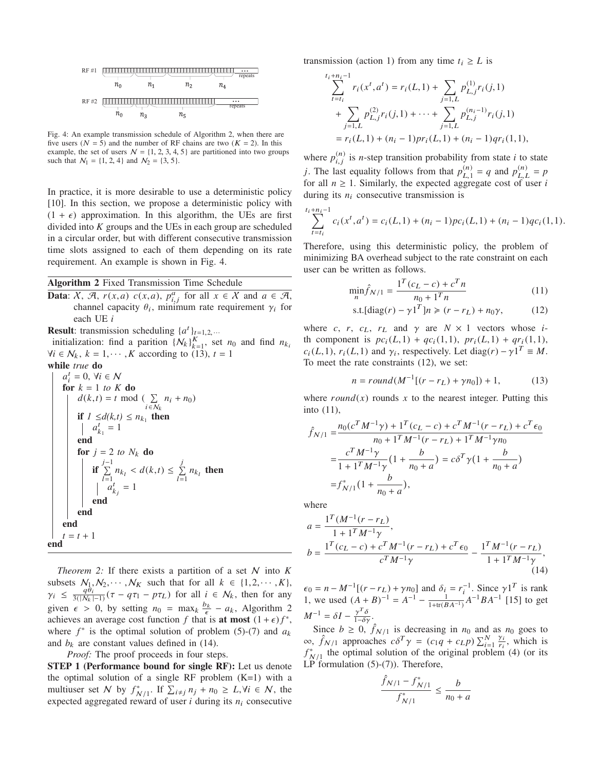RF #1 ... repeats
$n_0$ $n_1$ $n_2$ $n_4$

RF #2 ... repeats
$n_0$ $n_3$ $n_5$

Fig. 4: An example transmission schedule of Algorithm 2, when there are five users ($N = 5$) and the number of RF chains are two ($K = 2$). In this example, the set of users $\mathcal{N} = \{1, 2, 3, 4, 5\}$ are partitioned into two groups such that $\mathcal{N}_1 = \{1, 2, 4\}$ and $\mathcal{N}_2 = \{3, 5\}$.

In practice, it is more desirable to use a deterministic policy [10]. In this section, we propose a deterministic policy with $(1 + \epsilon)$ approximation. In this algorithm, the UEs are first divided into $K$ groups and the UEs in each group are scheduled in a circular order, but with different consecutive transmission time slots assigned to each of them depending on its rate requirement. An example is shown in Fig. 4.

**Algorithm 2** Fixed Transmission Time Schedule

**Data**: $\mathcal{X}$, $\mathcal{A}$, $r(x,a)$ $c(x,a)$, $p^a_{i,j}$ for all $x \in \mathcal{X}$ and $a \in \mathcal{A}$, channel capacity $\theta_i$, minimum rate requirement $\gamma_i$ for each UE $i$

**Result**: transmission scheduling $\{a^t\}_{t=1,2,\cdots}$

initialization: find a parition $\{\mathcal{N}_k\}_{k=1}^K$, set $n_0$ and find $n_{k_i}$ $\forall i \in \mathcal{N}_k$, $k = 1, \cdots, K$ according to (13), $t = 1$

```
while true do
    a_i^t = 0, ∀i ∈ N
    for k = 1 to K do
        d(k,t) = t mod ( Σ_{i∈N_k} n_i + n_0 )
        if 1 ≤ d(k,t) ≤ n_{k_1} then
            a_{k_1}^t = 1
        end
        for j = 2 to N_k do
            if Σ_{l=1}^{j-1} n_{k_l} < d(k,t) ≤ Σ_{l=1}^{j} n_{k_l} then
                a_{k_j}^t = 1
            end
        end
    end
    t = t + 1
end
```

*Theorem 2:* If there exists a partition of a set $\mathcal{N}$ into $K$ subsets $\mathcal{N}_1, \mathcal{N}_2, \cdots, \mathcal{N}_K$ such that for all $k \in \{1, 2, \cdots, K\}$, $\gamma_i \leq \frac{q\theta_i}{3(|\mathcal{N}_k|-1)}(\tau - q\tau_1 - p\tau_L)$ for all $i \in \mathcal{N}_k$, then for any given $\epsilon > 0$, by setting $n_0 = \max_k \frac{b_k}{\epsilon} - a_k$, Algorithm 2 achieves an average cost function $f$ that is **at most** $(1+\epsilon)f^*$, where $f^*$ is the optimal solution of problem (5)-(7) and $a_k$ and $b_k$ are constant values defined in (14).

*Proof:* The proof proceeds in four steps.

**STEP 1 (Performance bound for single RF):** Let us denote the optimal solution of a single RF problem (K=1) with a multiuser set $\mathcal{N}$ by $f^*_{\mathcal{N}/1}$. If $\sum_{i\neq j} n_j + n_0 \geq L, \forall i \in \mathcal{N}$, the expected aggregated reward of user $i$ during its $n_i$ consecutive transmission (action 1) from any time $t_i \geq L$ is

$$
\begin{aligned}
\sum_{t=t_i}^{t_i+n_i-1} r_i(x^t, a^t) &= r_i(L,1) + \sum_{j=1,L} p^{(1)}_{L,j} r_i(j,1) \\
&+ \sum_{j=1,L} p^{(2)}_{L,j} r_i(j,1) + \cdots + \sum_{j=1,L} p^{(n_i-1)}_{L,j} r_i(j,1) \\
&= r_i(L,1) + (n_i-1)pr_i(L,1) + (n_i-1)qr_i(1,1),
\end{aligned}
$$

where $p^{(n)}_{i,j}$ is $n$-step transition probability from state $i$ to state $j$. The last equality follows from that $p^{(n)}_{L,1} = q$ and $p^{(n)}_{L,L} = p$ for all $n \geq 1$. Similarly, the expected aggregate cost of user $i$ during its $n_i$ consecutive transmission is

$$
\sum_{t=t_i}^{t_i+n_i-1} c_i(x^t, a^t) = c_i(L,1) + (n_i-1)pc_i(L,1) + (n_i-1)qc_i(1,1).
$$

Therefore, using this deterministic policy, the problem of minimizing BA overhead subject to the rate constraint on each user can be written as follows.

$$
\min_n \hat{f}_{\mathcal{N}/1} = \frac{1^T(c_L - c) + c^T n}{n_0 + 1^T n} \tag{11}
$$

$$
\text{s.t.}[\text{diag}(r) - \gamma 1^T]n \geqslant (r - r_L) + n_0\gamma, \tag{12}
$$

where $c$, $r$, $c_L$, $r_L$ and $\gamma$ are $N \times 1$ vectors whose $i$-th component is $pc_i(L,1) + qc_i(1,1)$, $pr_i(L,1) + qr_i(1,1)$, $c_i(L,1)$, $r_i(L,1)$ and $\gamma_i$, respectively. Let $\text{diag}(r) - \gamma 1^T \equiv M$. To meet the rate constraints (12), we set:

$$
n = round(M^{-1}[(r - r_L) + \gamma n_0]) + 1, \tag{13}
$$

where $round(x)$ rounds $x$ to the nearest integer. Putting this into (11),

$$
\begin{aligned}
\hat{f}_{\mathcal{N}/1} &= \frac{n_0(c^T M^{-1}\gamma) + 1^T(c_L - c) + c^T M^{-1}(r - r_L) + c^T\epsilon_0}{n_0 + 1^T M^{-1}(r - r_L) + 1^T M^{-1}\gamma n_0} \\
&= \frac{c^T M^{-1}\gamma}{1 + 1^T M^{-1}\gamma}\left(1 + \frac{b}{n_0 + a}\right) = c\delta^T\gamma\left(1 + \frac{b}{n_0 + a}\right) \\
&= f^*_{\mathcal{N}/1}\left(1 + \frac{b}{n_0 + a}\right),
\end{aligned}
$$

where

$$
\begin{aligned}
a &= \frac{1^T(M^{-1}(r - r_L))}{1 + 1^T M^{-1}\gamma}, \\
b &= \frac{1^T(c_L - c) + c^T M^{-1}(r - r_L) + c^T\epsilon_0}{c^T M^{-1}\gamma} - \frac{1^T M^{-1}(r - r_L)}{1 + 1^T M^{-1}\gamma},
\end{aligned} \tag{14}
$$

$\epsilon_0 = n - M^{-1}[(r - r_L) + \gamma n_0]$ and $\delta_i = r_i^{-1}$. Since $\gamma 1^T$ is rank 1, we used $(A+B)^{-1} = A^{-1} - \frac{1}{1+\text{tr}(BA^{-1})}A^{-1}BA^{-1}$ [15] to get $M^{-1} = \delta I - \frac{\gamma^T\delta}{1-\delta\gamma}$.

Since $b \geq 0$, $\hat{f}_{\mathcal{N}/1}$ is decreasing in $n_0$ and as $n_0$ goes to $\infty$, $\hat{f}_{\mathcal{N}/1}$ approaches $c\delta^T\gamma = (c_1 q + c_L p)\sum_{i=1}^N \frac{\gamma_i}{r_i}$, which is $f^*_{\mathcal{N}/1}$ the optimal solution of the original problem (4) (or its LP formulation (5)-(7)). Therefore,

$$
\frac{\hat{f}_{\mathcal{N}/1} - f^*_{\mathcal{N}/1}}{f^*_{\mathcal{N}/1}} \leq \frac{b}{n_0 + a}
$$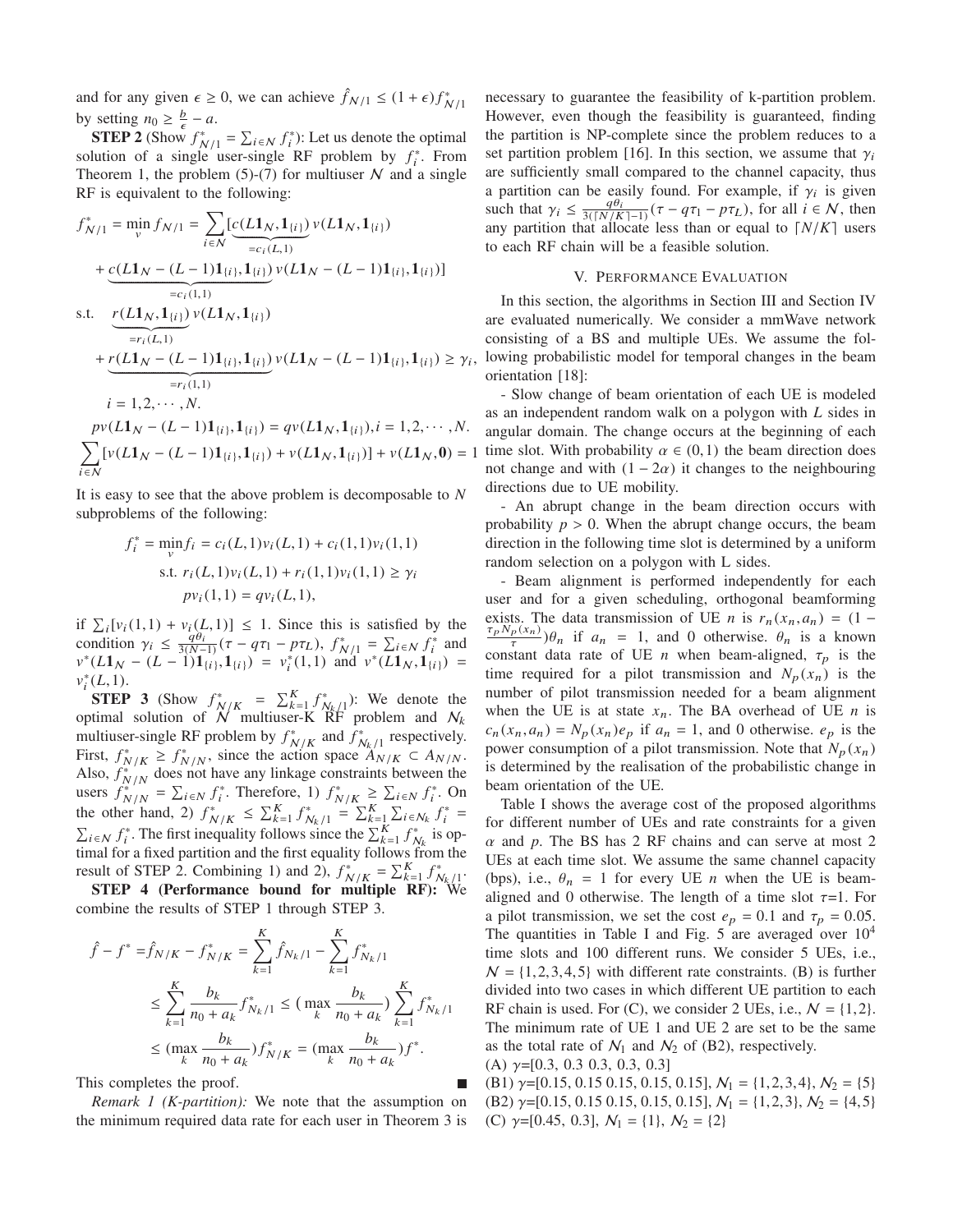and for any given $\epsilon \geq 0$, we can achieve $\hat{f}_{\mathcal{N}/1} \leq (1+\epsilon) f^*_{\mathcal{N}/1}$ by setting $n_0 \geq \frac{b}{\epsilon} - a$.

**STEP 2** (Show $f^*_{\mathcal{N}/1} = \sum_{i\in\mathcal{N}} f^*_i$): Let us denote the optimal solution of a single user-single RF problem by $f^*_i$. From Theorem 1, the problem (5)-(7) for multiuser $\mathcal{N}$ and a single RF is equivalent to the following:

$$
\begin{aligned}
f^*_{\mathcal{N}/1} = \min_v f_{\mathcal{N}/1} = \sum_{i\in\mathcal{N}} [&\underbrace{c(L\mathbf{1}_{\mathcal{N}}, \mathbf{1}_{\{i\}})}_{=c_i(L,1)} v(L\mathbf{1}_{\mathcal{N}}, \mathbf{1}_{\{i\}}) \\
&+ \underbrace{c(L\mathbf{1}_{\mathcal{N}} - (L-1)\mathbf{1}_{\{i\}}, \mathbf{1}_{\{i\}})}_{=c_i(1,1)} v(L\mathbf{1}_{\mathcal{N}} - (L-1)\mathbf{1}_{\{i\}}, \mathbf{1}_{\{i\}})] \\
\text{s.t.} \quad &\underbrace{r(L\mathbf{1}_{\mathcal{N}}, \mathbf{1}_{\{i\}})}_{=r_i(L,1)} v(L\mathbf{1}_{\mathcal{N}}, \mathbf{1}_{\{i\}}) \\
&+ \underbrace{r(L\mathbf{1}_{\mathcal{N}} - (L-1)\mathbf{1}_{\{i\}}, \mathbf{1}_{\{i\}})}_{=r_i(1,1)} v(L\mathbf{1}_{\mathcal{N}} - (L-1)\mathbf{1}_{\{i\}}, \mathbf{1}_{\{i\}}) \geq \gamma_i, \\
&i = 1, 2, \cdots, N. \\
&p v(L\mathbf{1}_{\mathcal{N}} - (L-1)\mathbf{1}_{\{i\}}, \mathbf{1}_{\{i\}}) = q v(L\mathbf{1}_{\mathcal{N}}, \mathbf{1}_{\{i\}}), i = 1, 2, \cdots, N. \\
\sum_{i\in\mathcal{N}} &[v(L\mathbf{1}_{\mathcal{N}} - (L-1)\mathbf{1}_{\{i\}}, \mathbf{1}_{\{i\}}) + v(L\mathbf{1}_{\mathcal{N}}, \mathbf{1}_{\{i\}})] + v(L\mathbf{1}_{\mathcal{N}}, \mathbf{0}) = 1
\end{aligned}
$$

It is easy to see that the above problem is decomposable to $N$ subproblems of the following:

$$
\begin{aligned}
f^*_i = \min_v f_i &= c_i(L,1) v_i(L,1) + c_i(1,1) v_i(1,1) \\
\text{s.t. } &r_i(L,1) v_i(L,1) + r_i(1,1) v_i(1,1) \geq \gamma_i \\
&p v_i(1,1) = q v_i(L,1),
\end{aligned}
$$

if $\sum_i [v_i(1,1) + v_i(L,1)] \leq 1$. Since this is satisfied by the condition $\gamma_i \leq \frac{q\theta_i}{3(N-1)}(\tau - q\tau_1 - p\tau_L)$, $f^*_{\mathcal{N}/1} = \sum_{i\in\mathcal{N}} f^*_i$ and $v^*(L\mathbf{1}_{\mathcal{N}} - (L-1)\mathbf{1}_{\{i\}}, \mathbf{1}_{\{i\}}) = v^*_i(1,1)$ and $v^*(L\mathbf{1}_{\mathcal{N}}, \mathbf{1}_{\{i\}}) = v^*_i(L,1)$.

**STEP 3** (Show $f^*_{\mathcal{N}/K} = \sum_{k=1}^K f^*_{\mathcal{N}_k/1}$): We denote the optimal solution of $\mathcal{N}$ multiuser-K RF problem and $\mathcal{N}_k$ multiuser-single RF problem by $f^*_{\mathcal{N}/K}$ and $f^*_{\mathcal{N}_k/1}$ respectively. First, $f^*_{\mathcal{N}/K} \geq f^*_{\mathcal{N}/N}$, since the action space $A_{\mathcal{N}/K} \subset A_{\mathcal{N}/N}$. Also, $f^*_{\mathcal{N}/N}$ does not have any linkage constraints between the users $f^*_{\mathcal{N}/N} = \sum_{i\in\mathcal{N}} f^*_i$. Therefore, 1) $f^*_{\mathcal{N}/K} \geq \sum_{i\in\mathcal{N}} f^*_i$. On the other hand, 2) $f^*_{\mathcal{N}/K} \leq \sum_{k=1}^K f^*_{\mathcal{N}_k/1} = \sum_{k=1}^K \sum_{i\in\mathcal{N}_k} f^*_i = \sum_{i\in\mathcal{N}} f^*_i$. The first inequality follows since the $\sum_{k=1}^K f^*_{\mathcal{N}_k}$ is optimal for a fixed partition and the first equality follows from the result of STEP 2. Combining 1) and 2), $f^*_{\mathcal{N}/K} = \sum_{k=1}^K f^*_{\mathcal{N}_k/1}$.

**STEP 4 (Performance bound for multiple RF):** We combine the results of STEP 1 through STEP 3.

$$
\begin{aligned}
\hat{f} - f^* = \hat{f}_{\mathcal{N}/K} - f^*_{\mathcal{N}/K} &= \sum_{k=1}^K \hat{f}_{\mathcal{N}_k/1} - \sum_{k=1}^K f^*_{\mathcal{N}_k/1} \\
&\leq \sum_{k=1}^K \frac{b_k}{n_0 + a_k} f^*_{\mathcal{N}_k/1} \leq (\max_k \frac{b_k}{n_0 + a_k}) \sum_{k=1}^K f^*_{\mathcal{N}_k/1} \\
&\leq (\max_k \frac{b_k}{n_0 + a_k}) f^*_{\mathcal{N}/K} = (\max_k \frac{b_k}{n_0 + a_k}) f^*.
\end{aligned}
$$

This completes the proof. ∎

*Remark 1 (K-partition):* We note that the assumption on the minimum required data rate for each user in Theorem 3 is necessary to guarantee the feasibility of k-partition problem. However, even though the feasibility is guaranteed, finding the partition is NP-complete since the problem reduces to a set partition problem [16]. In this section, we assume that $\gamma_i$ are sufficiently small compared to the channel capacity, thus a partition can be easily found. For example, if $\gamma_i$ is given such that $\gamma_i \leq \frac{q\theta_i}{3(\lceil N/K \rceil - 1)}(\tau - q\tau_1 - p\tau_L)$, for all $i \in \mathcal{N}$, then any partition that allocate less than or equal to $\lceil N/K \rceil$ users to each RF chain will be a feasible solution.

## V. Performance Evaluation

In this section, the algorithms in Section III and Section IV are evaluated numerically. We consider a mmWave network consisting of a BS and multiple UEs. We assume the following probabilistic model for temporal changes in the beam orientation [18]:

- Slow change of beam orientation of each UE is modeled as an independent random walk on a polygon with $L$ sides in angular domain. The change occurs at the beginning of each time slot. With probability $\alpha \in (0,1)$ the beam direction does not change and with $(1-2\alpha)$ it changes to the neighbouring directions due to UE mobility.

- An abrupt change in the beam direction occurs with probability $p > 0$. When the abrupt change occurs, the beam direction in the following time slot is determined by a uniform random selection on a polygon with L sides.

- Beam alignment is performed independently for each user and for a given scheduling, orthogonal beamforming exists. The data transmission of UE $n$ is $r_n(x_n, a_n) = (1 - \frac{\tau_p N_p(x_n)}{\tau})\theta_n$ if $a_n = 1$, and 0 otherwise. $\theta_n$ is a known constant data rate of UE $n$ when beam-aligned, $\tau_p$ is the time required for a pilot transmission and $N_p(x_n)$ is the number of pilot transmission needed for a beam alignment when the UE is at state $x_n$. The BA overhead of UE $n$ is $c_n(x_n, a_n) = N_p(x_n) e_p$ if $a_n = 1$, and 0 otherwise. $e_p$ is the power consumption of a pilot transmission. Note that $N_p(x_n)$ is determined by the realisation of the probabilistic change in beam orientation of the UE.

Table I shows the average cost of the proposed algorithms for different number of UEs and rate constraints for a given $\alpha$ and $p$. The BS has 2 RF chains and can serve at most 2 UEs at each time slot. We assume the same channel capacity (bps), i.e., $\theta_n = 1$ for every UE $n$ when the UE is beam-aligned and 0 otherwise. The length of a time slot $\tau$=1. For a pilot transmission, we set the cost $e_p = 0.1$ and $\tau_p = 0.05$. The quantities in Table I and Fig. 5 are averaged over $10^4$ time slots and 100 different runs. We consider 5 UEs, i.e., $\mathcal{N} = \{1, 2, 3, 4, 5\}$ with different rate constraints. (B) is further divided into two cases in which different UE partition to each RF chain is used. For (C), we consider 2 UEs, i.e., $\mathcal{N} = \{1, 2\}$. The minimum rate of UE 1 and UE 2 are set to be the same as the total rate of $\mathcal{N}_1$ and $\mathcal{N}_2$ of (B2), respectively.

(A) $\gamma$=[0.3, 0.3 0.3, 0.3, 0.3]

(B1) $\gamma$=[0.15, 0.15 0.15, 0.15, 0.15], $\mathcal{N}_1 = \{1, 2, 3, 4\}$, $\mathcal{N}_2 = \{5\}$

(B2) $\gamma$=[0.15, 0.15 0.15, 0.15, 0.15], $\mathcal{N}_1 = \{1, 2, 3\}$, $\mathcal{N}_2 = \{4, 5\}$

(C) $\gamma$=[0.45, 0.3], $\mathcal{N}_1 = \{1\}$, $\mathcal{N}_2 = \{2\}$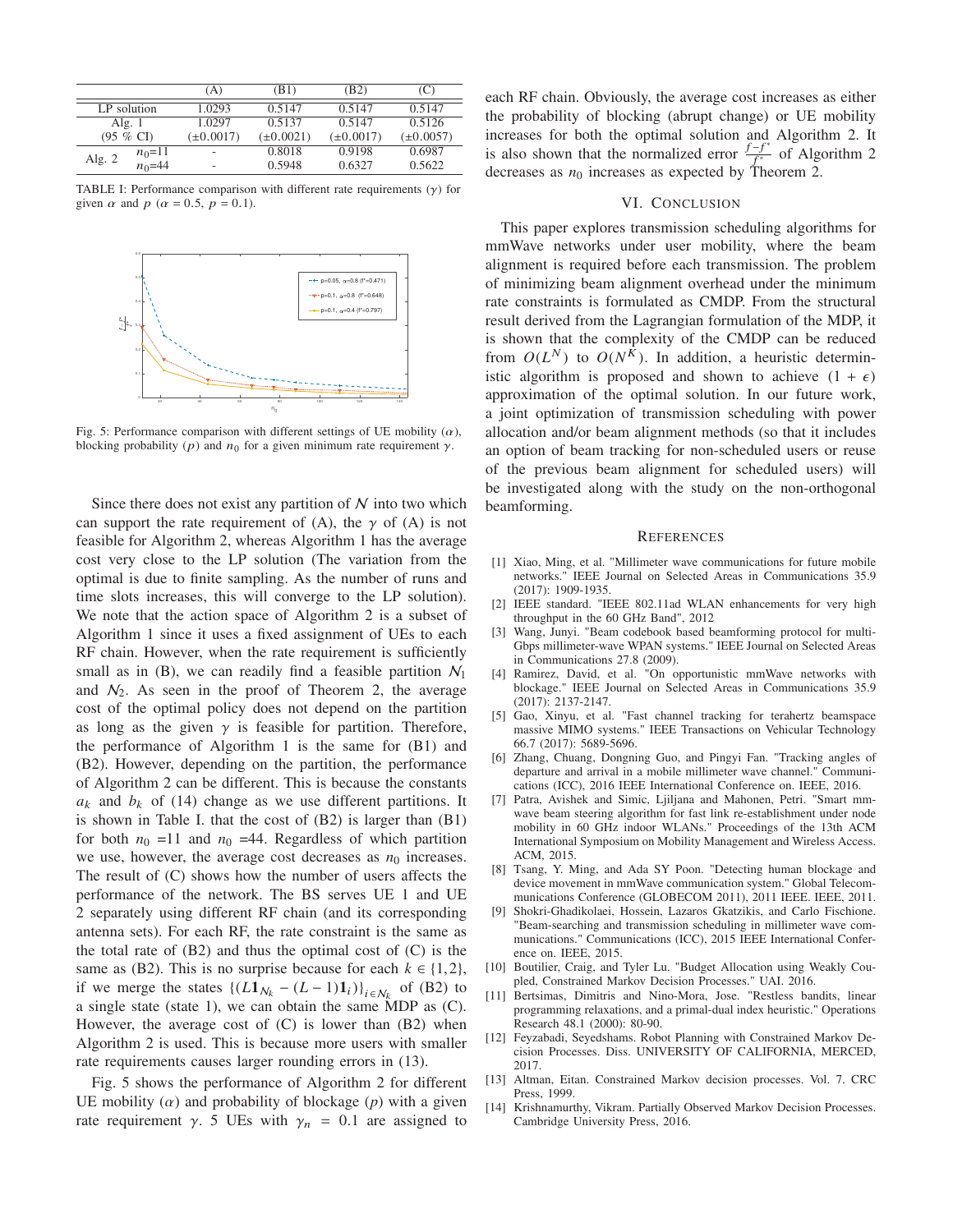|  |  | (A) | (B1) | (B2) | (C) |
|---|---|---|---|---|---|
| LP solution | | 1.0293 | 0.5147 | 0.5147 | 0.5147 |
| Alg. 1 (95 % CI) | | 1.0297 (±0.0017) | 0.5137 (±0.0021) | 0.5147 (±0.0017) | 0.5126 (±0.0057) |
| Alg. 2 | $n_0$=11 | - | 0.8018 | 0.9198 | 0.6987 |
| | $n_0$=44 | - | 0.5948 | 0.6327 | 0.5622 |

TABLE I: Performance comparison with different rate requirements ($\gamma$) for given $\alpha$ and $p$ ($\alpha = 0.5$, $p = 0.1$).

Fig. 5: Performance comparison with different settings of UE mobility ($\alpha$), blocking probability ($p$) and $n_0$ for a given minimum rate requirement $\gamma$.

Since there does not exist any partition of $\mathcal{N}$ into two which can support the rate requirement of (A), the $\gamma$ of (A) is not feasible for Algorithm 2, whereas Algorithm 1 has the average cost very close to the LP solution (The variation from the optimal is due to finite sampling. As the number of runs and time slots increases, this will converge to the LP solution). We note that the action space of Algorithm 2 is a subset of Algorithm 1 since it uses a fixed assignment of UEs to each RF chain. However, when the rate requirement is sufficiently small as in (B), we can readily find a feasible partition $\mathcal{N}_1$ and $\mathcal{N}_2$. As seen in the proof of Theorem 2, the average cost of the optimal policy does not depend on the partition as long as the given $\gamma$ is feasible for partition. Therefore, the performance of Algorithm 1 is the same for (B1) and (B2). However, depending on the partition, the performance of Algorithm 2 can be different. This is because the constants $a_k$ and $b_k$ of (14) change as we use different partitions. It is shown in Table I. that the cost of (B2) is larger than (B1) for both $n_0$ =11 and $n_0$ =44. Regardless of which partition we use, however, the average cost decreases as $n_0$ increases. The result of (C) shows how the number of users affects the performance of the network. The BS serves UE 1 and UE 2 separately using different RF chain (and its corresponding antenna sets). For each RF, the rate constraint is the same as the total rate of (B2) and thus the optimal cost of (C) is the same as (B2). This is no surprise because for each $k \in \{1, 2\}$, if we merge the states $\{(L\mathbf{1}_{\mathcal{N}_k} - (L-1)\mathbf{1}_i)\}_{i \in \mathcal{N}_k}$ of (B2) to a single state (state 1), we can obtain the same MDP as (C). However, the average cost of (C) is lower than (B2) when Algorithm 2 is used. This is because more users with smaller rate requirements causes larger rounding errors in (13).

Fig. 5 shows the performance of Algorithm 2 for different UE mobility ($\alpha$) and probability of blockage ($p$) with a given rate requirement $\gamma$. 5 UEs with $\gamma_n = 0.1$ are assigned to each RF chain. Obviously, the average cost increases as either the probability of blocking (abrupt change) or UE mobility increases for both the optimal solution and Algorithm 2. It is also shown that the normalized error $\frac{f - f^*}{f^*}$ of Algorithm 2 decreases as $n_0$ increases as expected by Theorem 2.

## VI. Conclusion

This paper explores transmission scheduling algorithms for mmWave networks under user mobility, where the beam alignment is required before each transmission. The problem of minimizing beam alignment overhead under the minimum rate constraints is formulated as CMDP. From the structural result derived from the Lagrangian formulation of the MDP, it is shown that the complexity of the CMDP can be reduced from $O(L^N)$ to $O(N^K)$. In addition, a heuristic deterministic algorithm is proposed and shown to achieve $(1 + \epsilon)$ approximation of the optimal solution. In our future work, a joint optimization of transmission scheduling with power allocation and/or beam alignment methods (so that it includes an option of beam tracking for non-scheduled users or reuse of the previous beam alignment for scheduled users) will be investigated along with the study on the non-orthogonal beamforming.

## References

[1] Xiao, Ming, et al. "Millimeter wave communications for future mobile networks." IEEE Journal on Selected Areas in Communications 35.9 (2017): 1909-1935.

[2] IEEE standard. "IEEE 802.11ad WLAN enhancements for very high throughput in the 60 GHz Band", 2012

[3] Wang, Junyi. "Beam codebook based beamforming protocol for multi-Gbps millimeter-wave WPAN systems." IEEE Journal on Selected Areas in Communications 27.8 (2009).

[4] Ramirez, David, et al. "On opportunistic mmWave networks with blockage." IEEE Journal on Selected Areas in Communications 35.9 (2017): 2137-2147.

[5] Gao, Xinyu, et al. "Fast channel tracking for terahertz beamspace massive MIMO systems." IEEE Transactions on Vehicular Technology 66.7 (2017): 5689-5696.

[6] Zhang, Chuang, Dongning Guo, and Pingyi Fan. "Tracking angles of departure and arrival in a mobile millimeter wave channel." Communications (ICC), 2016 IEEE International Conference on. IEEE, 2016.

[7] Patra, Avishek and Simic, Ljiljana and Mahonen, Petri. "Smart mm-wave beam steering algorithm for fast link re-establishment under node mobility in 60 GHz indoor WLANs." Proceedings of the 13th ACM International Symposium on Mobility Management and Wireless Access. ACM, 2015.

[8] Tsang, Y. Ming, and Ada SY Poon. "Detecting human blockage and device movement in mmWave communication system." Global Telecommunications Conference (GLOBECOM 2011), 2011 IEEE. IEEE, 2011.

[9] Shokri-Ghadikolaei, Hossein, Lazaros Gkatzikis, and Carlo Fischione. "Beam-searching and transmission scheduling in millimeter wave communications." Communications (ICC), 2015 IEEE International Conference on. IEEE, 2015.

[10] Boutilier, Craig, and Tyler Lu. "Budget Allocation using Weakly Coupled, Constrained Markov Decision Processes." UAI. 2016.

[11] Bertsimas, Dimitris and Nino-Mora, Jose. "Restless bandits, linear programming relaxations, and a primal-dual index heuristic." Operations Research 48.1 (2000): 80-90.

[12] Feyzabadi, Seyedshams. Robot Planning with Constrained Markov Decision Processes. Diss. UNIVERSITY OF CALIFORNIA, MERCED, 2017.

[13] Altman, Eitan. Constrained Markov decision processes. Vol. 7. CRC Press, 1999.

[14] Krishnamurthy, Vikram. Partially Observed Markov Decision Processes. Cambridge University Press, 2016.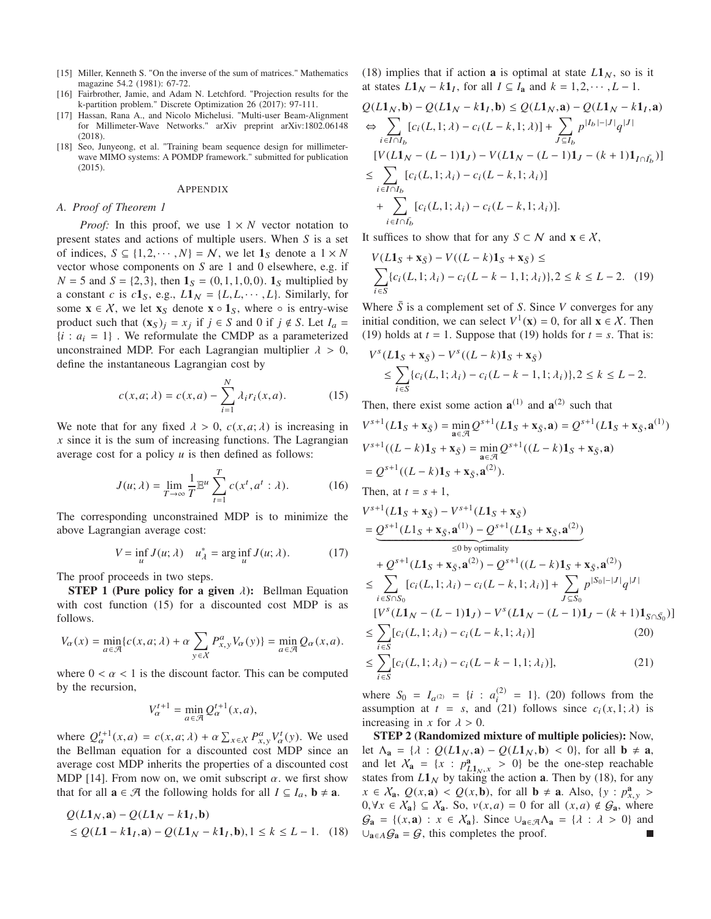[15] Miller, Kenneth S. "On the inverse of the sum of matrices." Mathematics magazine 54.2 (1981): 67-72.

[16] Fairbrother, Jamie, and Adam N. Letchford. "Projection results for the k-partition problem." Discrete Optimization 26 (2017): 97-111.

[17] Hassan, Rana A., and Nicolo Michelusi. "Multi-user Beam-Alignment for Millimeter-Wave Networks." arXiv preprint arXiv:1802.06148 (2018).

[18] Seo, Junyeong, et al. "Training beam sequence design for millimeter-wave MIMO systems: A POMDP framework." submitted for publication (2015).

## Appendix

### A. Proof of Theorem 1

*Proof:* In this proof, we use $1 \times N$ vector notation to present states and actions of multiple users. When $S$ is a set of indices, $S \subseteq \{1, 2, \cdots, N\} = \mathcal{N}$, we let $\mathbf{1}_S$ denote a $1 \times N$ vector whose components on $S$ are 1 and 0 elsewhere, e.g. if $N = 5$ and $S = \{2, 3\}$, then $\mathbf{1}_S = (0, 1, 1, 0, 0)$. $\mathbf{1}_S$ multiplied by a constant $c$ is $c\mathbf{1}_S$, e.g., $L\mathbf{1}_\mathcal{N} = \{L, L, \cdots, L\}$. Similarly, for some $\mathbf{x} \in \mathcal{X}$, we let $\mathbf{x}_S$ denote $\mathbf{x} \circ \mathbf{1}_S$, where $\circ$ is entry-wise product such that $(\mathbf{x}_S)_j = x_j$ if $j \in S$ and 0 if $j \notin S$. Let $I_a = \{i : a_i = 1\}$ . We reformulate the CMDP as a parameterized unconstrained MDP. For each Lagrangian multiplier $\lambda > 0$, define the instantaneous Lagrangian cost by

$$c(x, a; \lambda) = c(x, a) - \sum_{i=1}^{N} \lambda_i r_i(x, a). \tag{15}$$

We note that for any fixed $\lambda > 0$, $c(x, a; \lambda)$ is increasing in $x$ since it is the sum of increasing functions. The Lagrangian average cost for a policy $u$ is then defined as follows:

$$J(u; \lambda) = \lim_{T \to \infty} \frac{1}{T} \mathbb{E}^u \sum_{t=1}^{T} c(x^t, a^t : \lambda). \tag{16}$$

The corresponding unconstrained MDP is to minimize the above Lagrangian average cost:

$$V = \inf_u J(u; \lambda) \quad u^*_\lambda = \arg\inf_u J(u; \lambda). \tag{17}$$

The proof proceeds in two steps.

**STEP 1 (Pure policy for a given $\lambda$):** Bellman Equation with cost function (15) for a discounted cost MDP is as follows.

$$V_\alpha(x) = \min_{a \in \mathcal{A}} \{c(x, a; \lambda) + \alpha \sum_{y \in \mathcal{X}} P^a_{x,y} V_\alpha(y)\} = \min_{a \in \mathcal{A}} Q_\alpha(x, a).$$

where $0 < \alpha < 1$ is the discount factor. This can be computed by the recursion,

$$V^{t+1}_\alpha = \min_{a \in \mathcal{A}} Q^{t+1}_\alpha(x, a),$$

where $Q^{t+1}_\alpha(x, a) = c(x, a; \lambda) + \alpha \sum_{x \in \mathcal{X}} P^a_{x,y} V^t_\alpha(y)$. We used the Bellman equation for a discounted cost MDP since an average cost MDP inherits the properties of a discounted cost MDP [14]. From now on, we omit subscript $\alpha$. we first show that for all $\mathbf{a} \in \mathcal{A}$ the following holds for all $I \subseteq I_a$, $\mathbf{b} \neq \mathbf{a}$.

$$\begin{aligned}
&Q(L\mathbf{1}_\mathcal{N}, \mathbf{a}) - Q(L\mathbf{1}_\mathcal{N} - k\mathbf{1}_I, \mathbf{b}) \\
&\leq Q(L\mathbf{1} - k\mathbf{1}_I, \mathbf{a}) - Q(L\mathbf{1}_\mathcal{N} - k\mathbf{1}_I, \mathbf{b}), 1 \leq k \leq L - 1.
\end{aligned} \tag{18}$$

(18) implies that if action $\mathbf{a}$ is optimal at state $L\mathbf{1}_\mathcal{N}$, so is it at states $L\mathbf{1}_\mathcal{N} - k\mathbf{1}_I$, for all $I \subseteq I_\mathbf{a}$ and $k = 1, 2, \cdots, L-1$.

$$\begin{aligned}
&Q(L\mathbf{1}_\mathcal{N}, \mathbf{b}) - Q(L\mathbf{1}_\mathcal{N} - k\mathbf{1}_I, \mathbf{b}) \leq Q(L\mathbf{1}_\mathcal{N}, \mathbf{a}) - Q(L\mathbf{1}_\mathcal{N} - k\mathbf{1}_I, \mathbf{a}) \\
&\Leftrightarrow \sum_{i \in I \cap I_b} [c_i(L, 1; \lambda) - c_i(L-k, 1; \lambda)] + \sum_{J \subseteq I_b} p^{|I_b| - |J|} q^{|J|} \\
&\quad [V(L\mathbf{1}_\mathcal{N} - (L-1)\mathbf{1}_J) - V(L\mathbf{1}_\mathcal{N} - (L-1)\mathbf{1}_J - (k+1)\mathbf{1}_{I \cap \bar{I}_b})] \\
&\leq \sum_{i \in I \cap I_b} [c_i(L, 1; \lambda_i) - c_i(L-k, 1; \lambda_i)] \\
&\quad + \sum_{i \in I \cap \bar{I}_b} [c_i(L, 1; \lambda_i) - c_i(L-k, 1; \lambda_i)].
\end{aligned}$$

It suffices to show that for any $S \subset \mathcal{N}$ and $\mathbf{x} \in \mathcal{X}$,

$$\begin{aligned}
&V(L\mathbf{1}_S + \mathbf{x}_{\bar{S}}) - V((L-k)\mathbf{1}_S + \mathbf{x}_{\bar{S}}) \leq \\
&\sum_{i \in S} \{c_i(L, 1; \lambda_i) - c_i(L-k-1, 1; \lambda_i)\}, 2 \leq k \leq L-2.
\end{aligned} \tag{19}$$

Where $\bar{S}$ is a complement set of $S$. Since $V$ converges for any initial condition, we can select $V^1(\mathbf{x}) = 0$, for all $\mathbf{x} \in \mathcal{X}$. Then (19) holds at $t = 1$. Suppose that (19) holds for $t = s$. That is:

$$\begin{aligned}
&V^s(L\mathbf{1}_S + \mathbf{x}_{\bar{S}}) - V^s((L-k)\mathbf{1}_S + \mathbf{x}_{\bar{S}}) \\
&\quad \leq \sum_{i \in S} \{c_i(L, 1; \lambda_i) - c_i(L-k-1, 1; \lambda_i)\}, 2 \leq k \leq L-2.
\end{aligned}$$

Then, there exist some action $\mathbf{a}^{(1)}$ and $\mathbf{a}^{(2)}$ such that

$$\begin{aligned}
&V^{s+1}(L\mathbf{1}_S + \mathbf{x}_{\bar{S}}) = \min_{\mathbf{a} \in \mathcal{A}} Q^{s+1}(L\mathbf{1}_S + \mathbf{x}_{\bar{S}}, \mathbf{a}) = Q^{s+1}(L\mathbf{1}_S + \mathbf{x}_{\bar{S}}, \mathbf{a}^{(1)}) \\
&V^{s+1}((L-k)\mathbf{1}_S + \mathbf{x}_{\bar{S}}) = \min_{\mathbf{a} \in \mathcal{A}} Q^{s+1}((L-k)\mathbf{1}_S + \mathbf{x}_{\bar{S}}, \mathbf{a}) \\
&= Q^{s+1}((L-k)\mathbf{1}_S + \mathbf{x}_{\bar{S}}, \mathbf{a}^{(2)}).
\end{aligned}$$

Then, at $t = s+1$,

$$\begin{aligned}
&V^{s+1}(L\mathbf{1}_S + \mathbf{x}_{\bar{S}}) - V^{s+1}(L\mathbf{1}_S + \mathbf{x}_{\bar{S}}) \\
&= \underbrace{Q^{s+1}(L1_S + \mathbf{x}_{\bar{S}}, \mathbf{a}^{(1)}) - Q^{s+1}(L\mathbf{1}_S + \mathbf{x}_{\bar{S}}, \mathbf{a}^{(2)})}_{\leq 0 \text{ by optimality}} \\
&\quad + Q^{s+1}(L\mathbf{1}_S + \mathbf{x}_{\bar{S}}, \mathbf{a}^{(2)}) - Q^{s+1}((L-k)\mathbf{1}_S + \mathbf{x}_{\bar{S}}, \mathbf{a}^{(2)}) \\
&\leq \sum_{i \in S \cap S_0} [c_i(L, 1; \lambda_i) - c_i(L-k, 1; \lambda_i)] + \sum_{J \subseteq S_0} p^{|S_0| - |J|} q^{|J|} \\
&\quad [V^s(L\mathbf{1}_\mathcal{N} - (L-1)\mathbf{1}_J) - V^s(L\mathbf{1}_\mathcal{N} - (L-1)\mathbf{1}_J - (k+1)\mathbf{1}_{S \cap \bar{S}_0})] \\
&\leq \sum_{i \in S} [c_i(L, 1; \lambda_i) - c_i(L-k, 1; \lambda_i)] \qquad (20) \\
&\leq \sum_{i \in S} [c_i(L, 1; \lambda_i) - c_i(L-k-1, 1; \lambda_i)], \qquad (21)
\end{aligned}$$

where $S_0 = I_{a^{(2)}} = \{i : a^{(2)}_i = 1\}$. (20) follows from the assumption at $t = s$, and (21) follows since $c_i(x, 1; \lambda)$ is increasing in $x$ for $\lambda > 0$.

**STEP 2 (Randomized mixture of multiple policies):** Now, let $\Lambda_\mathbf{a} = \{\lambda : Q(L\mathbf{1}_\mathcal{N}, \mathbf{a}) - Q(L\mathbf{1}_\mathcal{N}, \mathbf{b}) < 0\}$, for all $\mathbf{b} \neq \mathbf{a}$, and let $\mathcal{X}_\mathbf{a} = \{x : p^\mathbf{a}_{L\mathbf{1}_\mathcal{N}, x} > 0\}$ be the one-step reachable states from $L\mathbf{1}_\mathcal{N}$ by taking the action $\mathbf{a}$. Then by (18), for any $x \in \mathcal{X}_\mathbf{a}$, $Q(x, \mathbf{a}) < Q(x, \mathbf{b})$, for all $\mathbf{b} \neq \mathbf{a}$. Also, $\{y : p^\mathbf{a}_{x,y} > 0, \forall x \in \mathcal{X}_\mathbf{a}\} \subseteq \mathcal{X}_\mathbf{a}$. So, $\nu(x, a) = 0$ for all $(x, \mathbf{a}) \notin \mathcal{G}_\mathbf{a}$, where $\mathcal{G}_\mathbf{a} = \{(x, \mathbf{a}) : x \in \mathcal{X}_\mathbf{a}\}$. Since $\cup_{\mathbf{a} \in \mathcal{A}} \Lambda_\mathbf{a} = \{\lambda : \lambda > 0\}$ and $\cup_{\mathbf{a} \in A} \mathcal{G}_\mathbf{a} = \mathcal{G}$, this completes the proof. ∎